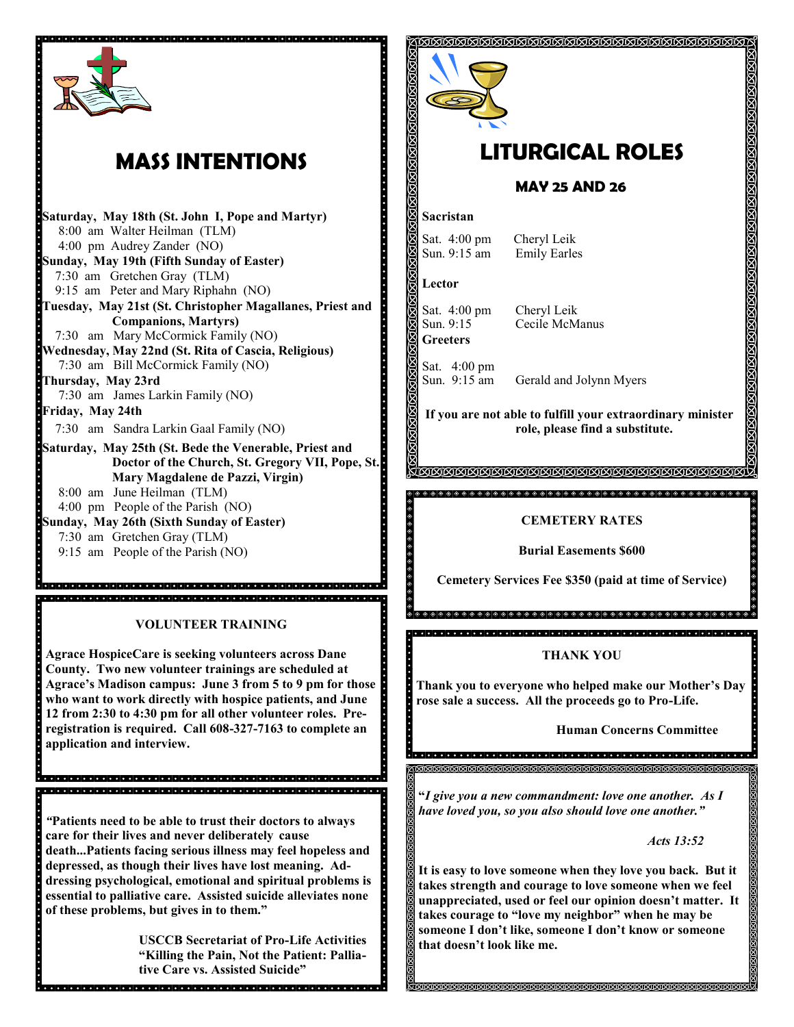# MASS INTENTIONS

**Saturday, May 18th (St. John I, Pope and Martyr)**
8:00 am Walter Heilman (TLM)
4:00 pm Audrey Zander (NO)

**Sunday, May 19th (Fifth Sunday of Easter)**
7:30 am Gretchen Gray (TLM)
9:15 am Peter and Mary Riphahn (NO)

**Tuesday, May 21st (St. Christopher Magallanes, Priest and Companions, Martyrs)**
7:30 am Mary McCormick Family (NO)

**Wednesday, May 22nd (St. Rita of Cascia, Religious)**
7:30 am Bill McCormick Family (NO)

**Thursday, May 23rd**
7:30 am James Larkin Family (NO)

**Friday, May 24th**
7:30 am Sandra Larkin Gaal Family (NO)

**Saturday, May 25th (St. Bede the Venerable, Priest and Doctor of the Church, St. Gregory VII, Pope, St. Mary Magdalene de Pazzi, Virgin)**
8:00 am June Heilman (TLM)
4:00 pm People of the Parish (NO)

**Sunday, May 26th (Sixth Sunday of Easter)**
7:30 am Gretchen Gray (TLM)
9:15 am People of the Parish (NO)

**VOLUNTEER TRAINING**

**Agrace HospiceCare is seeking volunteers across Dane County. Two new volunteer trainings are scheduled at Agrace's Madison campus: June 3 from 5 to 9 pm for those who want to work directly with hospice patients, and June 12 from 2:30 to 4:30 pm for all other volunteer roles. Pre-registration is required. Call 608-327-7163 to complete an application and interview.**

**"Patients need to be able to trust their doctors to always care for their lives and never deliberately cause death...Patients facing serious illness may feel hopeless and depressed, as though their lives have lost meaning. Addressing psychological, emotional and spiritual problems is essential to palliative care. Assisted suicide alleviates none of these problems, but gives in to them."**

**USCCB Secretariat of Pro-Life Activities "Killing the Pain, Not the Patient: Palliative Care vs. Assisted Suicide"**

# LITURGICAL ROLES

## MAY 25 AND 26

**Sacristan**

Sat. 4:00 pm Cheryl Leik
Sun. 9:15 am Emily Earles

**Lector**

Sat. 4:00 pm Cheryl Leik
Sun. 9:15 Cecile McManus

**Greeters**

Sat. 4:00 pm
Sun. 9:15 am Gerald and Jolynn Myers

**If you are not able to fulfill your extraordinary minister role, please find a substitute.**

**CEMETERY RATES**

**Burial Easements $600**

**Cemetery Services Fee $350 (paid at time of Service)**

**THANK YOU**

**Thank you to everyone who helped make our Mother's Day rose sale a success. All the proceeds go to Pro-Life.**

**Human Concerns Committee**

***"I give you a new commandment: love one another. As I have loved you, so you also should love one another."***

***Acts 13:52***

**It is easy to love someone when they love you back. But it takes strength and courage to love someone when we feel unappreciated, used or feel our opinion doesn't matter. It takes courage to "love my neighbor" when he may be someone I don't like, someone I don't know or someone that doesn't look like me.**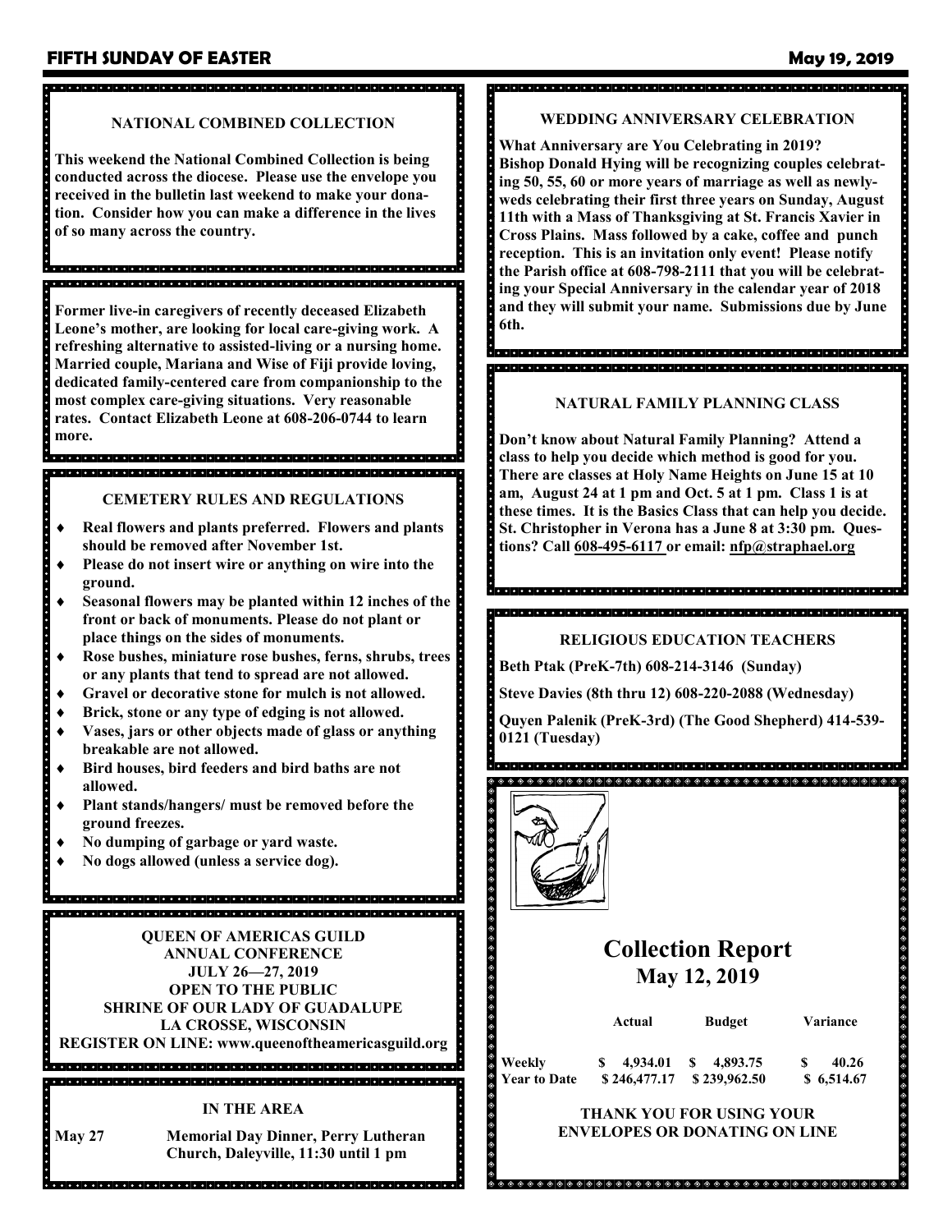### NATIONAL COMBINED COLLECTION

**This weekend the National Combined Collection is being conducted across the diocese. Please use the envelope you received in the bulletin last weekend to make your donation. Consider how you can make a difference in the lives of so many across the country.**

**Former live-in caregivers of recently deceased Elizabeth Leone's mother, are looking for local care-giving work. A refreshing alternative to assisted-living or a nursing home. Married couple, Mariana and Wise of Fiji provide loving, dedicated family-centered care from companionship to the most complex care-giving situations. Very reasonable rates. Contact Elizabeth Leone at 608-206-0744 to learn more.**

### CEMETERY RULES AND REGULATIONS

- **Real flowers and plants preferred. Flowers and plants should be removed after November 1st.**
- **Please do not insert wire or anything on wire into the ground.**
- **Seasonal flowers may be planted within 12 inches of the front or back of monuments. Please do not plant or place things on the sides of monuments.**
- **Rose bushes, miniature rose bushes, ferns, shrubs, trees or any plants that tend to spread are not allowed.**
- **Gravel or decorative stone for mulch is not allowed.**
- **Brick, stone or any type of edging is not allowed.**
- **Vases, jars or other objects made of glass or anything breakable are not allowed.**
- **Bird houses, bird feeders and bird baths are not allowed.**
- **Plant stands/hangers/ must be removed before the ground freezes.**
- **No dumping of garbage or yard waste.**
- **No dogs allowed (unless a service dog).**

**QUEEN OF AMERICAS GUILD**
**ANNUAL CONFERENCE**
**JULY 26—27, 2019**
**OPEN TO THE PUBLIC**
**SHRINE OF OUR LADY OF GUADALUPE**
**LA CROSSE, WISCONSIN**
**REGISTER ON LINE: www.queenoftheamericasguild.org**

### IN THE AREA

**May 27** **Memorial Day Dinner, Perry Lutheran Church, Daleyville, 11:30 until 1 pm**

### WEDDING ANNIVERSARY CELEBRATION

**What Anniversary are You Celebrating in 2019?**
**Bishop Donald Hying will be recognizing couples celebrating 50, 55, 60 or more years of marriage as well as newlyweds celebrating their first three years on Sunday, August 11th with a Mass of Thanksgiving at St. Francis Xavier in Cross Plains. Mass followed by a cake, coffee and punch reception. This is an invitation only event! Please notify the Parish office at 608-798-2111 that you will be celebrating your Special Anniversary in the calendar year of 2018 and they will submit your name. Submissions due by June 6th.**

### NATURAL FAMILY PLANNING CLASS

**Don't know about Natural Family Planning? Attend a class to help you decide which method is good for you. There are classes at Holy Name Heights on June 15 at 10 am, August 24 at 1 pm and Oct. 5 at 1 pm. Class 1 is at these times. It is the Basics Class that can help you decide. St. Christopher in Verona has a June 8 at 3:30 pm. Questions? Call 608-495-6117 or email: nfp@straphael.org**

### RELIGIOUS EDUCATION TEACHERS

**Beth Ptak (PreK-7th) 608-214-3146 (Sunday)**

**Steve Davies (8th thru 12) 608-220-2088 (Wednesday)**

**Quyen Palenik (PreK-3rd) (The Good Shepherd) 414-539-0121 (Tuesday)**

## Collection Report
### May 12, 2019

| | Actual | Budget | Variance |
|---|---|---|---|
| Weekly | $ 4,934.01 | $ 4,893.75 | $ 40.26 |
| Year to Date | $ 246,477.17 | $ 239,962.50 | $ 6,514.67 |

**THANK YOU FOR USING YOUR ENVELOPES OR DONATING ON LINE**